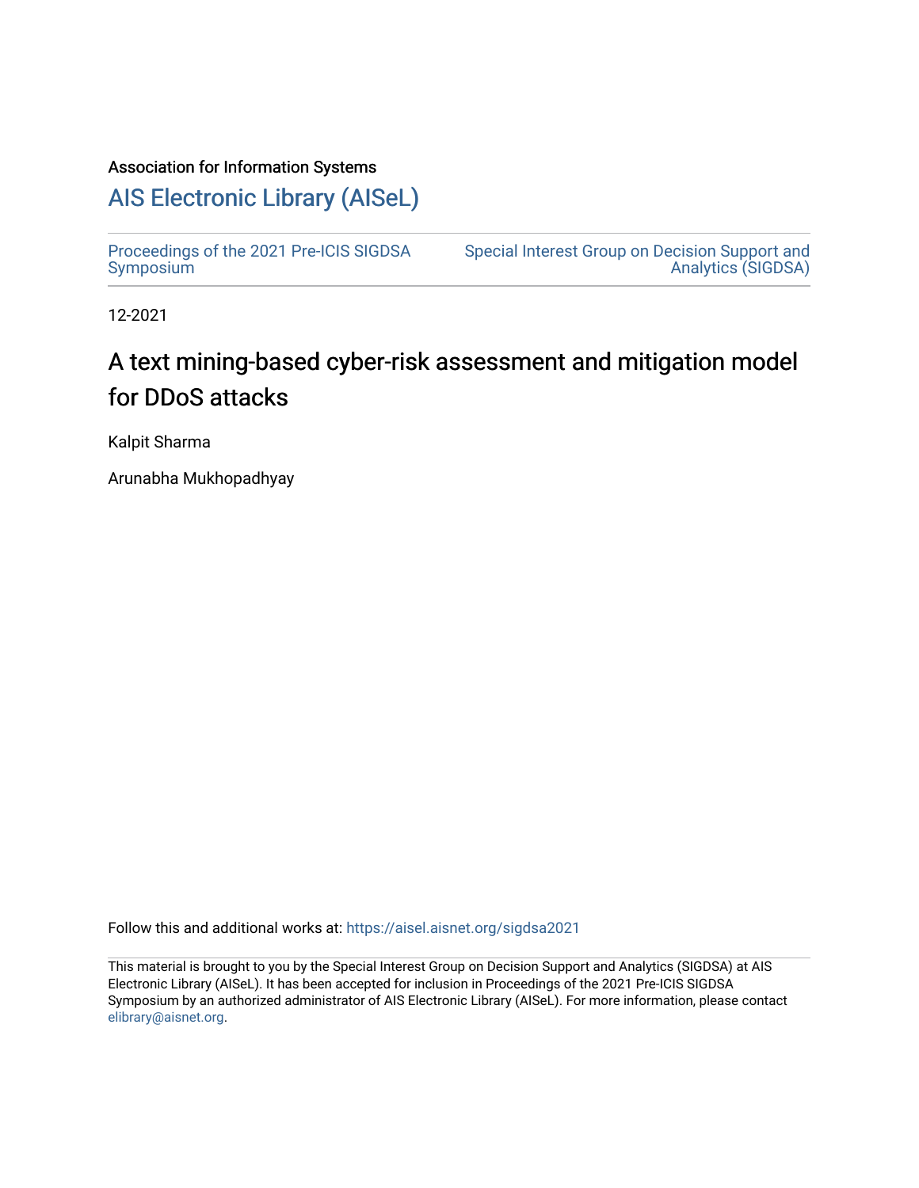Association for Information Systems

# AIS Electronic Library (AISeL)

Proceedings of the 2021 Pre-ICIS SIGDSA Symposium

Special Interest Group on Decision Support and Analytics (SIGDSA)

12-2021

# A text mining-based cyber-risk assessment and mitigation model for DDoS attacks

Kalpit Sharma

Arunabha Mukhopadhyay

Follow this and additional works at: https://aisel.aisnet.org/sigdsa2021

This material is brought to you by the Special Interest Group on Decision Support and Analytics (SIGDSA) at AIS Electronic Library (AISeL). It has been accepted for inclusion in Proceedings of the 2021 Pre-ICIS SIGDSA Symposium by an authorized administrator of AIS Electronic Library (AISeL). For more information, please contact elibrary@aisnet.org.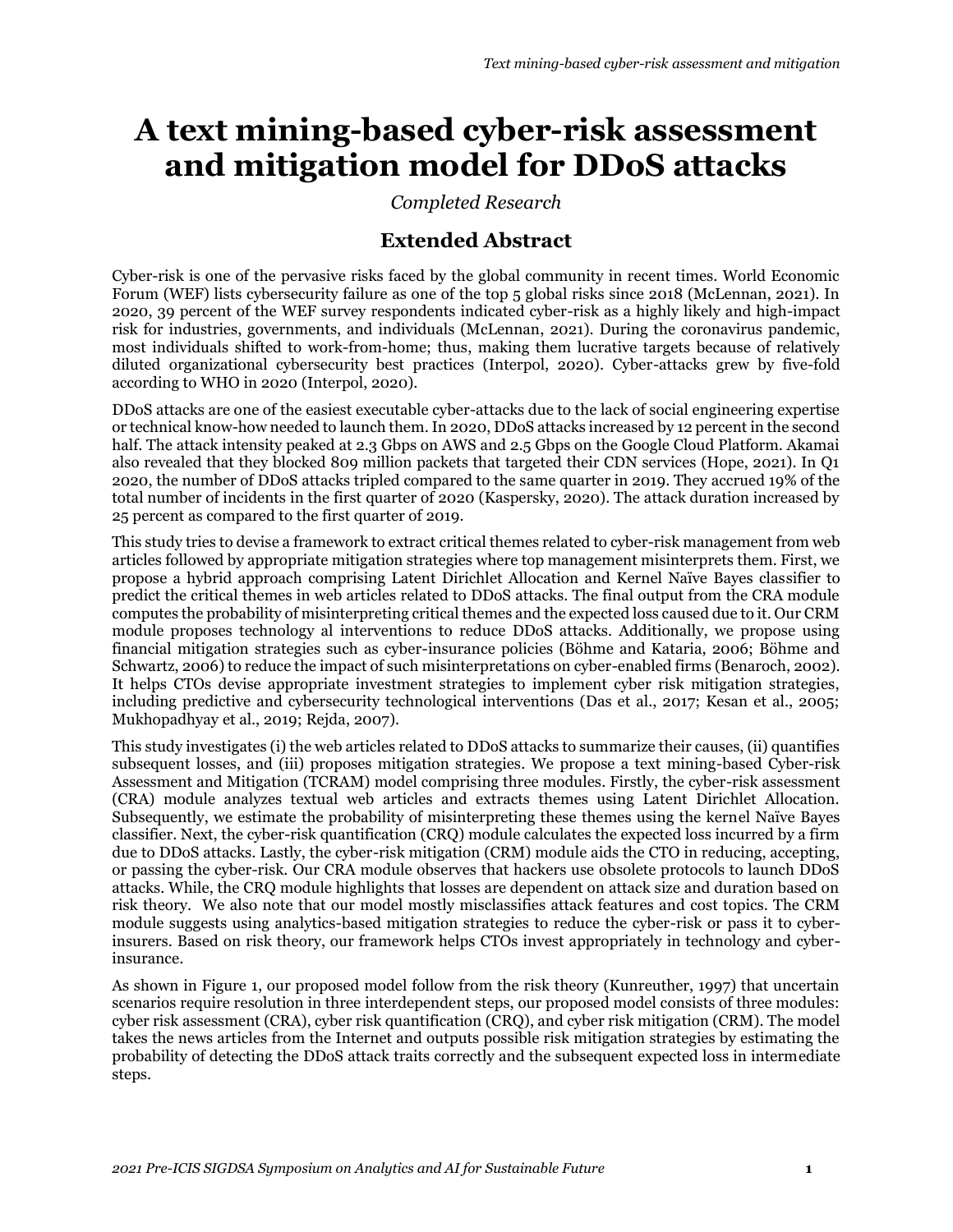# A text mining-based cyber-risk assessment and mitigation model for DDoS attacks

*Completed Research*

## Extended Abstract

Cyber-risk is one of the pervasive risks faced by the global community in recent times. World Economic Forum (WEF) lists cybersecurity failure as one of the top 5 global risks since 2018 (McLennan, 2021). In 2020, 39 percent of the WEF survey respondents indicated cyber-risk as a highly likely and high-impact risk for industries, governments, and individuals (McLennan, 2021). During the coronavirus pandemic, most individuals shifted to work-from-home; thus, making them lucrative targets because of relatively diluted organizational cybersecurity best practices (Interpol, 2020). Cyber-attacks grew by five-fold according to WHO in 2020 (Interpol, 2020).

DDoS attacks are one of the easiest executable cyber-attacks due to the lack of social engineering expertise or technical know-how needed to launch them. In 2020, DDoS attacks increased by 12 percent in the second half. The attack intensity peaked at 2.3 Gbps on AWS and 2.5 Gbps on the Google Cloud Platform. Akamai also revealed that they blocked 809 million packets that targeted their CDN services (Hope, 2021). In Q1 2020, the number of DDoS attacks tripled compared to the same quarter in 2019. They accrued 19% of the total number of incidents in the first quarter of 2020 (Kaspersky, 2020). The attack duration increased by 25 percent as compared to the first quarter of 2019.

This study tries to devise a framework to extract critical themes related to cyber-risk management from web articles followed by appropriate mitigation strategies where top management misinterprets them. First, we propose a hybrid approach comprising Latent Dirichlet Allocation and Kernel Naïve Bayes classifier to predict the critical themes in web articles related to DDoS attacks. The final output from the CRA module computes the probability of misinterpreting critical themes and the expected loss caused due to it. Our CRM module proposes technology al interventions to reduce DDoS attacks. Additionally, we propose using financial mitigation strategies such as cyber-insurance policies (Böhme and Kataria, 2006; Böhme and Schwartz, 2006) to reduce the impact of such misinterpretations on cyber-enabled firms (Benaroch, 2002). It helps CTOs devise appropriate investment strategies to implement cyber risk mitigation strategies, including predictive and cybersecurity technological interventions (Das et al., 2017; Kesan et al., 2005; Mukhopadhyay et al., 2019; Rejda, 2007).

This study investigates (i) the web articles related to DDoS attacks to summarize their causes, (ii) quantifies subsequent losses, and (iii) proposes mitigation strategies. We propose a text mining-based Cyber-risk Assessment and Mitigation (TCRAM) model comprising three modules. Firstly, the cyber-risk assessment (CRA) module analyzes textual web articles and extracts themes using Latent Dirichlet Allocation. Subsequently, we estimate the probability of misinterpreting these themes using the kernel Naïve Bayes classifier. Next, the cyber-risk quantification (CRQ) module calculates the expected loss incurred by a firm due to DDoS attacks. Lastly, the cyber-risk mitigation (CRM) module aids the CTO in reducing, accepting, or passing the cyber-risk. Our CRA module observes that hackers use obsolete protocols to launch DDoS attacks. While, the CRQ module highlights that losses are dependent on attack size and duration based on risk theory. We also note that our model mostly misclassifies attack features and cost topics. The CRM module suggests using analytics-based mitigation strategies to reduce the cyber-risk or pass it to cyber-insurers. Based on risk theory, our framework helps CTOs invest appropriately in technology and cyber-insurance.

As shown in Figure 1, our proposed model follow from the risk theory (Kunreuther, 1997) that uncertain scenarios require resolution in three interdependent steps, our proposed model consists of three modules: cyber risk assessment (CRA), cyber risk quantification (CRQ), and cyber risk mitigation (CRM). The model takes the news articles from the Internet and outputs possible risk mitigation strategies by estimating the probability of detecting the DDoS attack traits correctly and the subsequent expected loss in intermediate steps.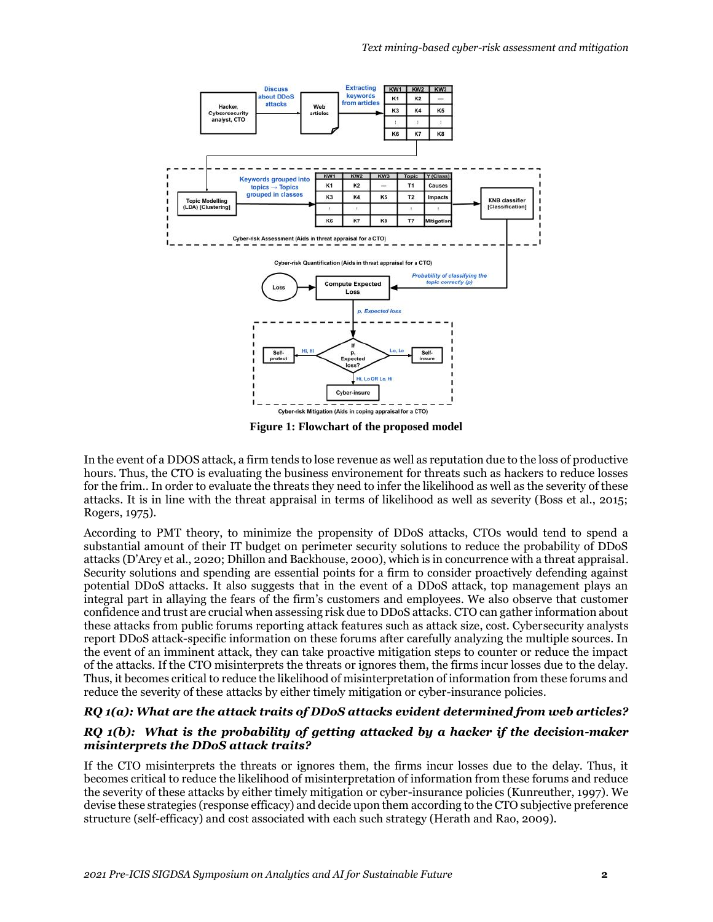**Figure 1: Flowchart of the proposed model**

In the event of a DDOS attack, a firm tends to lose revenue as well as reputation due to the loss of productive hours. Thus, the CTO is evaluating the business environement for threats such as hackers to reduce losses for the frim.. In order to evaluate the threats they need to infer the likelihood as well as the severity of these attacks. It is in line with the threat appraisal in terms of likelihood as well as severity (Boss et al., 2015; Rogers, 1975).

According to PMT theory, to minimize the propensity of DDoS attacks, CTOs would tend to spend a substantial amount of their IT budget on perimeter security solutions to reduce the probability of DDoS attacks (D'Arcy et al., 2020; Dhillon and Backhouse, 2000), which is in concurrence with a threat appraisal. Security solutions and spending are essential points for a firm to consider proactively defending against potential DDoS attacks. It also suggests that in the event of a DDoS attack, top management plays an integral part in allaying the fears of the firm's customers and employees. We also observe that customer confidence and trust are crucial when assessing risk due to DDoS attacks. CTO can gather information about these attacks from public forums reporting attack features such as attack size, cost. Cybersecurity analysts report DDoS attack-specific information on these forums after carefully analyzing the multiple sources. In the event of an imminent attack, they can take proactive mitigation steps to counter or reduce the impact of the attacks. If the CTO misinterprets the threats or ignores them, the firms incur losses due to the delay. Thus, it becomes critical to reduce the likelihood of misinterpretation of information from these forums and reduce the severity of these attacks by either timely mitigation or cyber-insurance policies.

***RQ 1(a): What are the attack traits of DDoS attacks evident determined from web articles?***

***RQ 1(b): What is the probability of getting attacked by a hacker if the decision-maker misinterprets the DDoS attack traits?***

If the CTO misinterprets the threats or ignores them, the firms incur losses due to the delay. Thus, it becomes critical to reduce the likelihood of misinterpretation of information from these forums and reduce the severity of these attacks by either timely mitigation or cyber-insurance policies (Kunreuther, 1997). We devise these strategies (response efficacy) and decide upon them according to the CTO subjective preference structure (self-efficacy) and cost associated with each such strategy (Herath and Rao, 2009).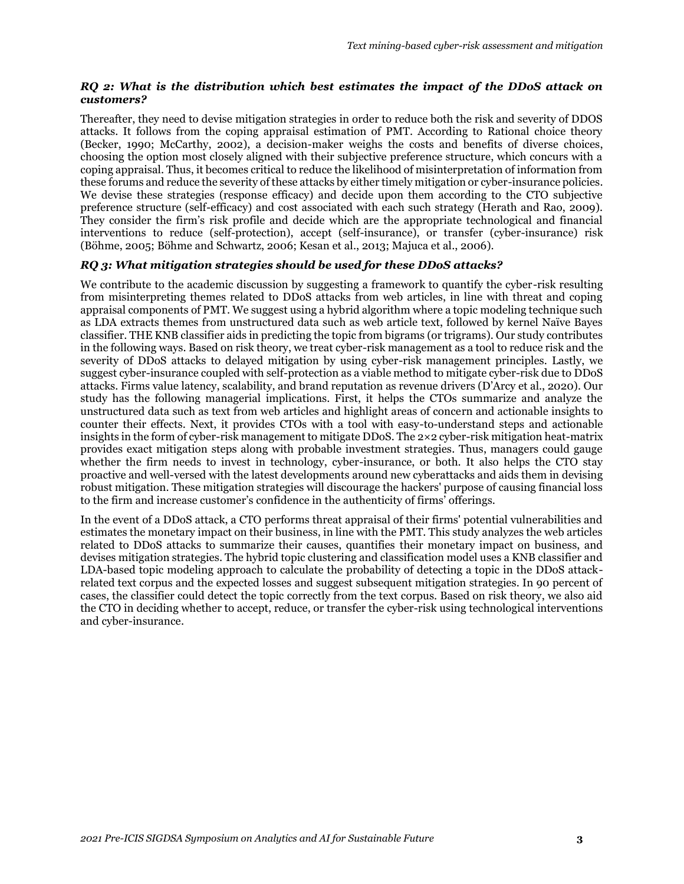***RQ 2: What is the distribution which best estimates the impact of the DDoS attack on customers?***

Thereafter, they need to devise mitigation strategies in order to reduce both the risk and severity of DDOS attacks. It follows from the coping appraisal estimation of PMT. According to Rational choice theory (Becker, 1990; McCarthy, 2002), a decision-maker weighs the costs and benefits of diverse choices, choosing the option most closely aligned with their subjective preference structure, which concurs with a coping appraisal. Thus, it becomes critical to reduce the likelihood of misinterpretation of information from these forums and reduce the severity of these attacks by either timely mitigation or cyber-insurance policies. We devise these strategies (response efficacy) and decide upon them according to the CTO subjective preference structure (self-efficacy) and cost associated with each such strategy (Herath and Rao, 2009). They consider the firm's risk profile and decide which are the appropriate technological and financial interventions to reduce (self-protection), accept (self-insurance), or transfer (cyber-insurance) risk (Böhme, 2005; Böhme and Schwartz, 2006; Kesan et al., 2013; Majuca et al., 2006).

***RQ 3: What mitigation strategies should be used for these DDoS attacks?***

We contribute to the academic discussion by suggesting a framework to quantify the cyber-risk resulting from misinterpreting themes related to DDoS attacks from web articles, in line with threat and coping appraisal components of PMT. We suggest using a hybrid algorithm where a topic modeling technique such as LDA extracts themes from unstructured data such as web article text, followed by kernel Naïve Bayes classifier. THE KNB classifier aids in predicting the topic from bigrams (or trigrams). Our study contributes in the following ways. Based on risk theory, we treat cyber-risk management as a tool to reduce risk and the severity of DDoS attacks to delayed mitigation by using cyber-risk management principles. Lastly, we suggest cyber-insurance coupled with self-protection as a viable method to mitigate cyber-risk due to DDoS attacks. Firms value latency, scalability, and brand reputation as revenue drivers (D'Arcy et al., 2020). Our study has the following managerial implications. First, it helps the CTOs summarize and analyze the unstructured data such as text from web articles and highlight areas of concern and actionable insights to counter their effects. Next, it provides CTOs with a tool with easy-to-understand steps and actionable insights in the form of cyber-risk management to mitigate DDoS. The 2×2 cyber-risk mitigation heat-matrix provides exact mitigation steps along with probable investment strategies. Thus, managers could gauge whether the firm needs to invest in technology, cyber-insurance, or both. It also helps the CTO stay proactive and well-versed with the latest developments around new cyberattacks and aids them in devising robust mitigation. These mitigation strategies will discourage the hackers' purpose of causing financial loss to the firm and increase customer's confidence in the authenticity of firms' offerings.

In the event of a DDoS attack, a CTO performs threat appraisal of their firms' potential vulnerabilities and estimates the monetary impact on their business, in line with the PMT. This study analyzes the web articles related to DDoS attacks to summarize their causes, quantifies their monetary impact on business, and devises mitigation strategies. The hybrid topic clustering and classification model uses a KNB classifier and LDA-based topic modeling approach to calculate the probability of detecting a topic in the DDoS attack-related text corpus and the expected losses and suggest subsequent mitigation strategies. In 90 percent of cases, the classifier could detect the topic correctly from the text corpus. Based on risk theory, we also aid the CTO in deciding whether to accept, reduce, or transfer the cyber-risk using technological interventions and cyber-insurance.